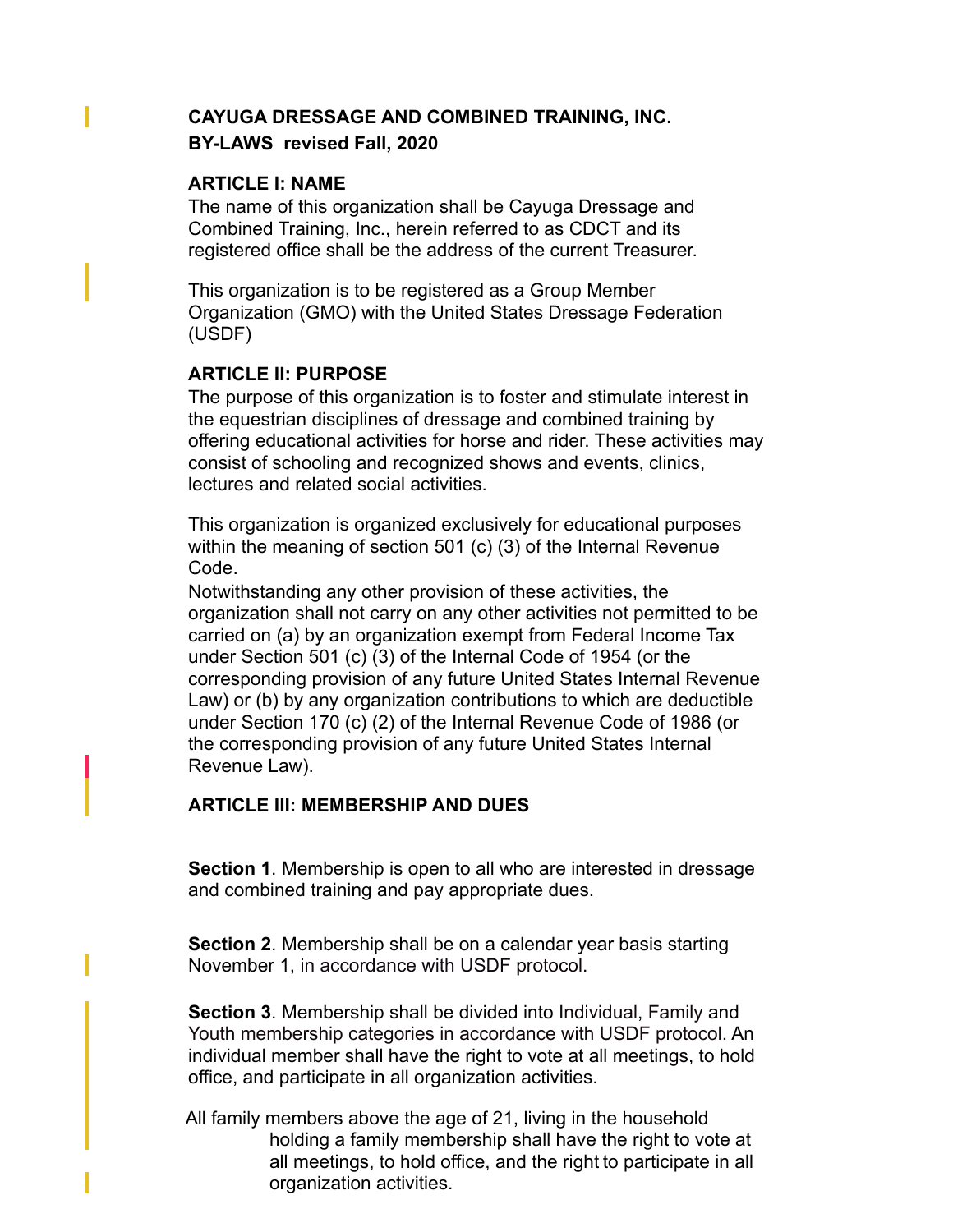**CAYUGA DRESSAGE AND COMBINED TRAINING, INC.**
**BY-LAWS revised Fall, 2020**

### ARTICLE I: NAME

The name of this organization shall be Cayuga Dressage and Combined Training, Inc., herein referred to as CDCT and its registered office shall be the address of the current Treasurer.

This organization is to be registered as a Group Member Organization (GMO) with the United States Dressage Federation (USDF)

### ARTICLE II: PURPOSE

The purpose of this organization is to foster and stimulate interest in the equestrian disciplines of dressage and combined training by offering educational activities for horse and rider. These activities may consist of schooling and recognized shows and events, clinics, lectures and related social activities.

This organization is organized exclusively for educational purposes within the meaning of section 501 (c) (3) of the Internal Revenue Code.
Notwithstanding any other provision of these activities, the organization shall not carry on any other activities not permitted to be carried on (a) by an organization exempt from Federal Income Tax under Section 501 (c) (3) of the Internal Code of 1954 (or the corresponding provision of any future United States Internal Revenue Law) or (b) by any organization contributions to which are deductible under Section 170 (c) (2) of the Internal Revenue Code of 1986 (or the corresponding provision of any future United States Internal Revenue Law).

### ARTICLE III: MEMBERSHIP AND DUES

**Section 1**. Membership is open to all who are interested in dressage and combined training and pay appropriate dues.

**Section 2**. Membership shall be on a calendar year basis starting November 1, in accordance with USDF protocol.

**Section 3**. Membership shall be divided into Individual, Family and Youth membership categories in accordance with USDF protocol. An individual member shall have the right to vote at all meetings, to hold office, and participate in all organization activities.

All family members above the age of 21, living in the household holding a family membership shall have the right to vote at all meetings, to hold office, and the right to participate in all organization activities.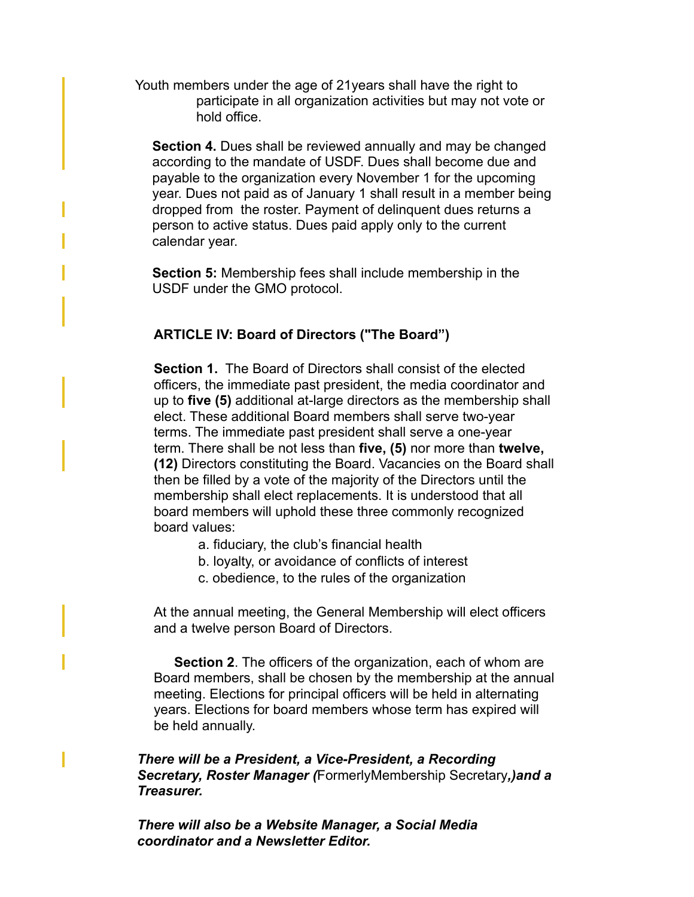Youth members under the age of 21years shall have the right to participate in all organization activities but may not vote or hold office.

**Section 4.** Dues shall be reviewed annually and may be changed according to the mandate of USDF. Dues shall become due and payable to the organization every November 1 for the upcoming year. Dues not paid as of January 1 shall result in a member being dropped from the roster. Payment of delinquent dues returns a person to active status. Dues paid apply only to the current calendar year.

**Section 5:** Membership fees shall include membership in the USDF under the GMO protocol.

## ARTICLE IV: Board of Directors ("The Board")

**Section 1.** The Board of Directors shall consist of the elected officers, the immediate past president, the media coordinator and up to **five (5)** additional at-large directors as the membership shall elect. These additional Board members shall serve two-year terms. The immediate past president shall serve a one-year term. There shall be not less than **five, (5)** nor more than **twelve, (12)** Directors constituting the Board. Vacancies on the Board shall then be filled by a vote of the majority of the Directors until the membership shall elect replacements. It is understood that all board members will uphold these three commonly recognized board values:

a. fiduciary, the club's financial health
b. loyalty, or avoidance of conflicts of interest
c. obedience, to the rules of the organization

At the annual meeting, the General Membership will elect officers and a twelve person Board of Directors.

**Section 2**. The officers of the organization, each of whom are Board members, shall be chosen by the membership at the annual meeting. Elections for principal officers will be held in alternating years. Elections for board members whose term has expired will be held annually.

***There will be a President, a Vice-President, a Recording Secretary, Roster Manager (**FormerlyMembership Secretary**,)and a Treasurer.***

***There will also be a Website Manager, a Social Media coordinator and a Newsletter Editor.***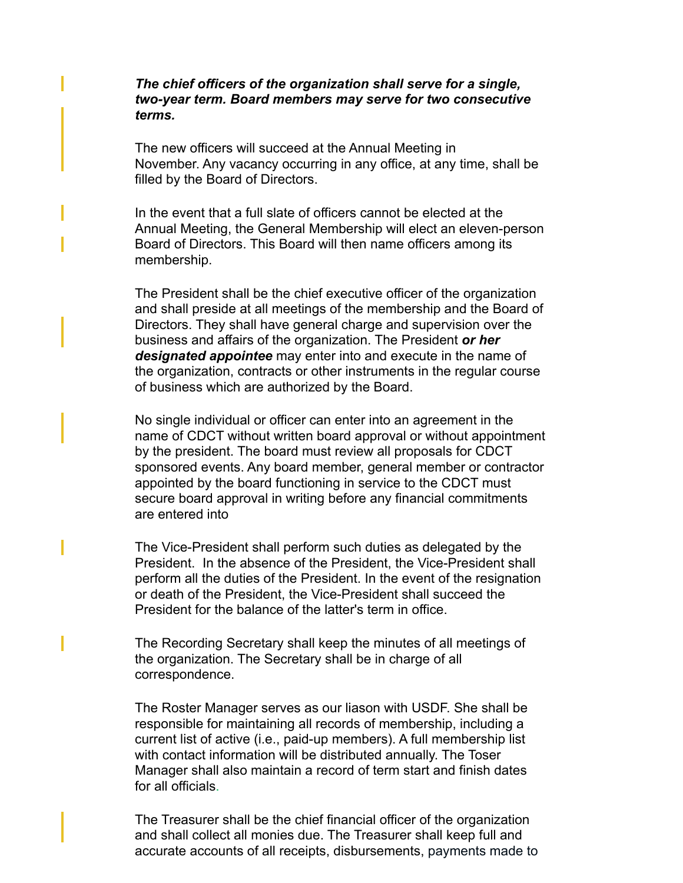***The chief officers of the organization shall serve for a single, two-year term. Board members may serve for two consecutive terms.***

The new officers will succeed at the Annual Meeting in November. Any vacancy occurring in any office, at any time, shall be filled by the Board of Directors.

In the event that a full slate of officers cannot be elected at the Annual Meeting, the General Membership will elect an eleven-person Board of Directors. This Board will then name officers among its membership.

The President shall be the chief executive officer of the organization and shall preside at all meetings of the membership and the Board of Directors. They shall have general charge and supervision over the business and affairs of the organization. The President ***or her designated appointee*** may enter into and execute in the name of the organization, contracts or other instruments in the regular course of business which are authorized by the Board.

No single individual or officer can enter into an agreement in the name of CDCT without written board approval or without appointment by the president. The board must review all proposals for CDCT sponsored events. Any board member, general member or contractor appointed by the board functioning in service to the CDCT must secure board approval in writing before any financial commitments are entered into

The Vice-President shall perform such duties as delegated by the President. In the absence of the President, the Vice-President shall perform all the duties of the President. In the event of the resignation or death of the President, the Vice-President shall succeed the President for the balance of the latter's term in office.

The Recording Secretary shall keep the minutes of all meetings of the organization. The Secretary shall be in charge of all correspondence.

The Roster Manager serves as our liason with USDF. She shall be responsible for maintaining all records of membership, including a current list of active (i.e., paid-up members). A full membership list with contact information will be distributed annually. The Toser Manager shall also maintain a record of term start and finish dates for all officials.

The Treasurer shall be the chief financial officer of the organization and shall collect all monies due. The Treasurer shall keep full and accurate accounts of all receipts, disbursements, payments made to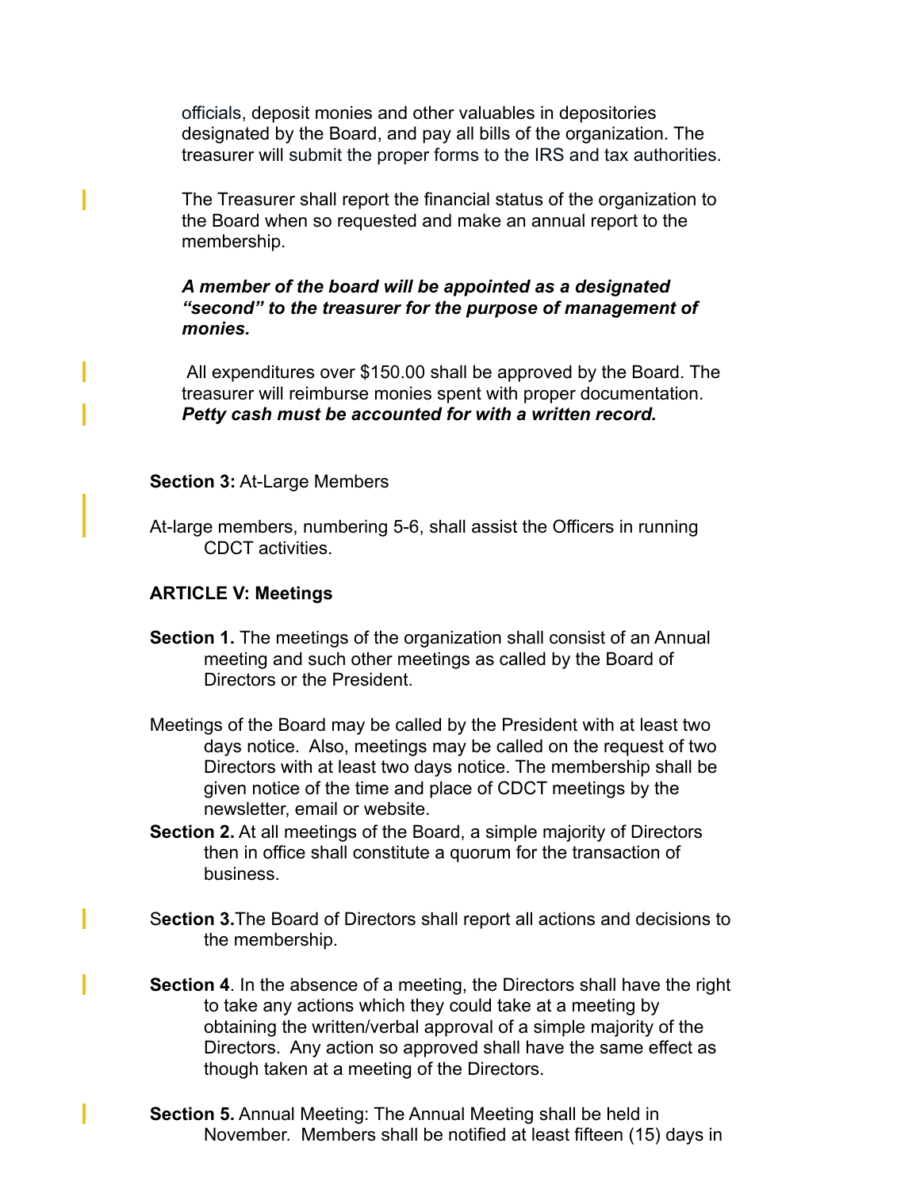officials, deposit monies and other valuables in depositories designated by the Board, and pay all bills of the organization. The treasurer will submit the proper forms to the IRS and tax authorities.

The Treasurer shall report the financial status of the organization to the Board when so requested and make an annual report to the membership.

***A member of the board will be appointed as a designated "second" to the treasurer for the purpose of management of monies.***

All expenditures over $150.00 shall be approved by the Board. The treasurer will reimburse monies spent with proper documentation. ***Petty cash must be accounted for with a written record.***

**Section 3:** At-Large Members

At-large members, numbering 5-6, shall assist the Officers in running CDCT activities.

**ARTICLE V: Meetings**

**Section 1.** The meetings of the organization shall consist of an Annual meeting and such other meetings as called by the Board of Directors or the President.

Meetings of the Board may be called by the President with at least two days notice. Also, meetings may be called on the request of two Directors with at least two days notice. The membership shall be given notice of the time and place of CDCT meetings by the newsletter, email or website.

**Section 2.** At all meetings of the Board, a simple majority of Directors then in office shall constitute a quorum for the transaction of business.

S**ection 3.**The Board of Directors shall report all actions and decisions to the membership.

**Section 4**. In the absence of a meeting, the Directors shall have the right to take any actions which they could take at a meeting by obtaining the written/verbal approval of a simple majority of the Directors. Any action so approved shall have the same effect as though taken at a meeting of the Directors.

**Section 5.** Annual Meeting: The Annual Meeting shall be held in November. Members shall be notified at least fifteen (15) days in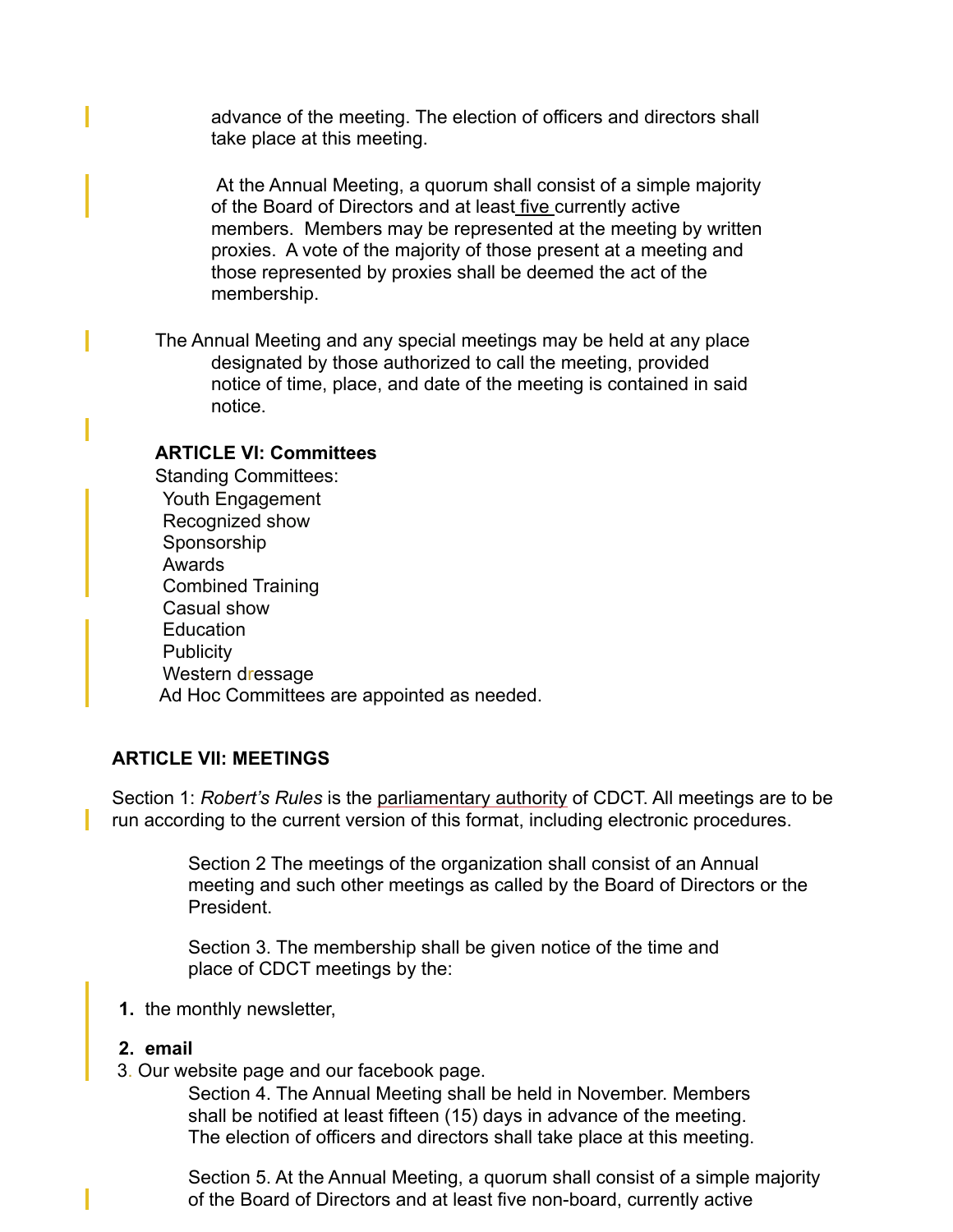advance of the meeting. The election of officers and directors shall take place at this meeting.

At the Annual Meeting, a quorum shall consist of a simple majority of the Board of Directors and at least five currently active members. Members may be represented at the meeting by written proxies. A vote of the majority of those present at a meeting and those represented by proxies shall be deemed the act of the membership.

The Annual Meeting and any special meetings may be held at any place designated by those authorized to call the meeting, provided notice of time, place, and date of the meeting is contained in said notice.

**ARTICLE VI: Committees**

Standing Committees:

Youth Engagement
Recognized show
Sponsorship
Awards
Combined Training
Casual show
Education
Publicity
Western dressage

Ad Hoc Committees are appointed as needed.

**ARTICLE VII: MEETINGS**

Section 1: *Robert's Rules* is the parliamentary authority of CDCT. All meetings are to be run according to the current version of this format, including electronic procedures.

Section 2 The meetings of the organization shall consist of an Annual meeting and such other meetings as called by the Board of Directors or the President.

Section 3. The membership shall be given notice of the time and place of CDCT meetings by the:

1. the monthly newsletter,
2. **email**
3. Our website page and our facebook page.

Section 4. The Annual Meeting shall be held in November. Members shall be notified at least fifteen (15) days in advance of the meeting. The election of officers and directors shall take place at this meeting.

Section 5. At the Annual Meeting, a quorum shall consist of a simple majority of the Board of Directors and at least five non-board, currently active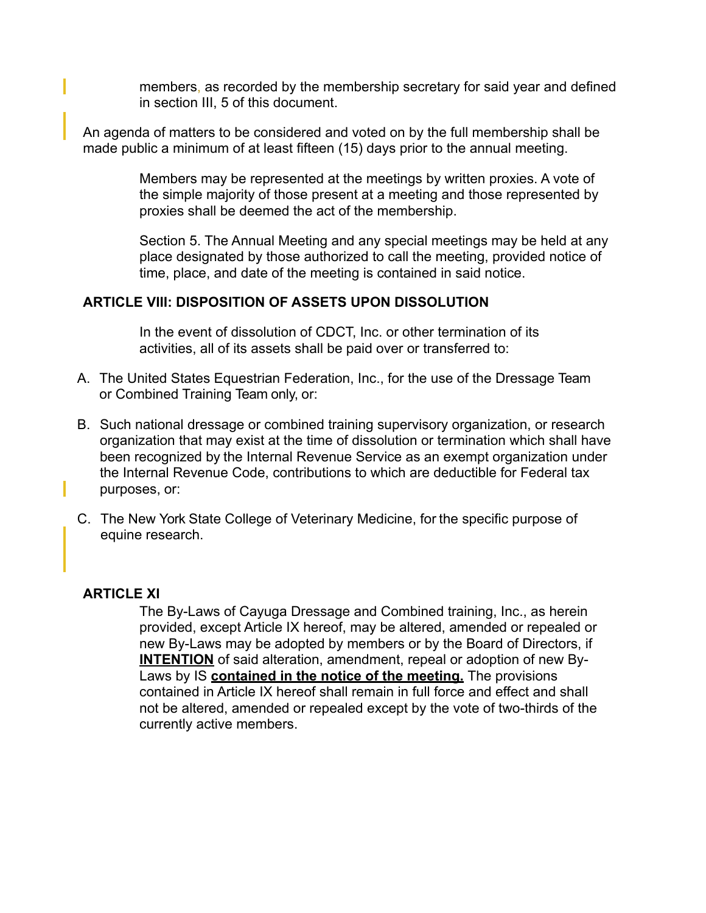members, as recorded by the membership secretary for said year and defined in section III, 5 of this document.

An agenda of matters to be considered and voted on by the full membership shall be made public a minimum of at least fifteen (15) days prior to the annual meeting.

Members may be represented at the meetings by written proxies. A vote of the simple majority of those present at a meeting and those represented by proxies shall be deemed the act of the membership.

Section 5. The Annual Meeting and any special meetings may be held at any place designated by those authorized to call the meeting, provided notice of time, place, and date of the meeting is contained in said notice.

## ARTICLE VIII: DISPOSITION OF ASSETS UPON DISSOLUTION

In the event of dissolution of CDCT, Inc. or other termination of its activities, all of its assets shall be paid over or transferred to:

A. The United States Equestrian Federation, Inc., for the use of the Dressage Team or Combined Training Team only, or:

B. Such national dressage or combined training supervisory organization, or research organization that may exist at the time of dissolution or termination which shall have been recognized by the Internal Revenue Service as an exempt organization under the Internal Revenue Code, contributions to which are deductible for Federal tax purposes, or:

C. The New York State College of Veterinary Medicine, for the specific purpose of equine research.

## ARTICLE XI

The By-Laws of Cayuga Dressage and Combined training, Inc., as herein provided, except Article IX hereof, may be altered, amended or repealed or new By-Laws may be adopted by members or by the Board of Directors, if **INTENTION** of said alteration, amendment, repeal or adoption of new By-Laws by IS **contained in the notice of the meeting.** The provisions contained in Article IX hereof shall remain in full force and effect and shall not be altered, amended or repealed except by the vote of two-thirds of the currently active members.